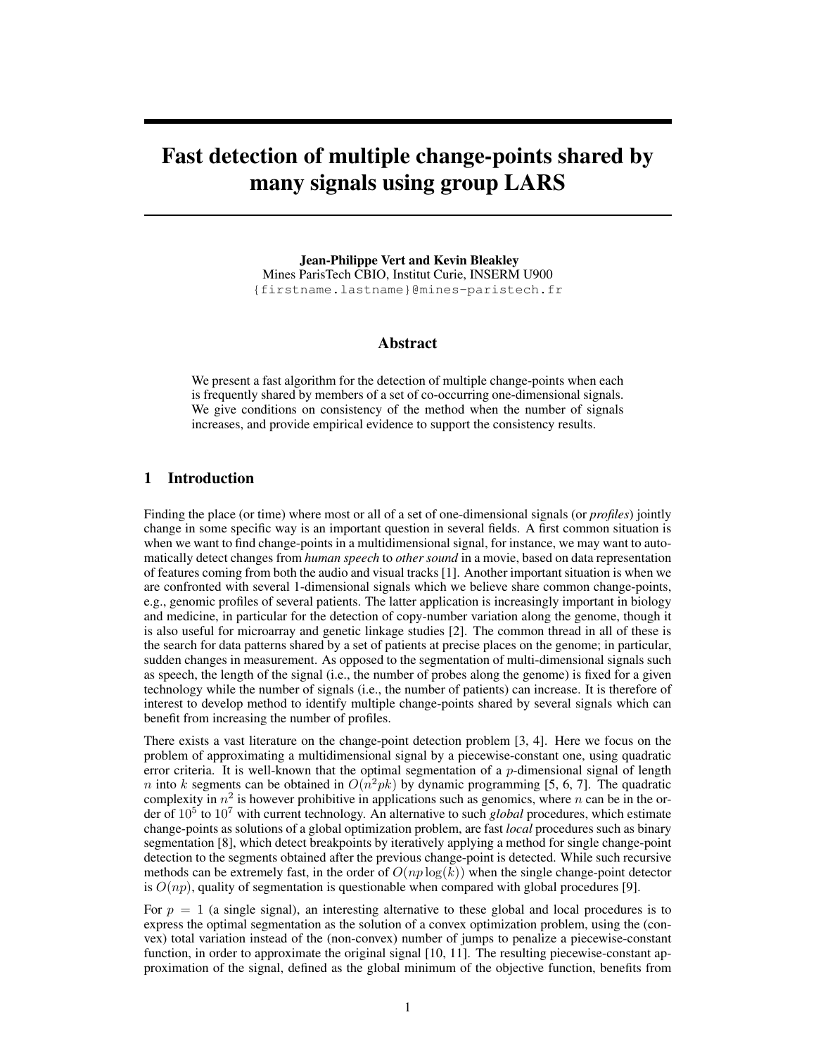# Fast detection of multiple change-points shared by many signals using group LARS

**Jean-Philippe Vert and Kevin Bleakley**
Mines ParisTech CBIO, Institut Curie, INSERM U900
{firstname.lastname}@mines-paristech.fr

## Abstract

We present a fast algorithm for the detection of multiple change-points when each is frequently shared by members of a set of co-occurring one-dimensional signals. We give conditions on consistency of the method when the number of signals increases, and provide empirical evidence to support the consistency results.

## 1 Introduction

Finding the place (or time) where most or all of a set of one-dimensional signals (or *profiles*) jointly change in some specific way is an important question in several fields. A first common situation is when we want to find change-points in a multidimensional signal, for instance, we may want to automatically detect changes from *human speech* to *other sound* in a movie, based on data representation of features coming from both the audio and visual tracks [1]. Another important situation is when we are confronted with several 1-dimensional signals which we believe share common change-points, e.g., genomic profiles of several patients. The latter application is increasingly important in biology and medicine, in particular for the detection of copy-number variation along the genome, though it is also useful for microarray and genetic linkage studies [2]. The common thread in all of these is the search for data patterns shared by a set of patients at precise places on the genome; in particular, sudden changes in measurement. As opposed to the segmentation of multi-dimensional signals such as speech, the length of the signal (i.e., the number of probes along the genome) is fixed for a given technology while the number of signals (i.e., the number of patients) can increase. It is therefore of interest to develop method to identify multiple change-points shared by several signals which can benefit from increasing the number of profiles.

There exists a vast literature on the change-point detection problem [3, 4]. Here we focus on the problem of approximating a multidimensional signal by a piecewise-constant one, using quadratic error criteria. It is well-known that the optimal segmentation of a $p$-dimensional signal of length $n$ into $k$ segments can be obtained in $O(n^2pk)$ by dynamic programming [5, 6, 7]. The quadratic complexity in $n^2$ is however prohibitive in applications such as genomics, where $n$ can be in the order of $10^5$ to $10^7$ with current technology. An alternative to such *global* procedures, which estimate change-points as solutions of a global optimization problem, are fast *local* procedures such as binary segmentation [8], which detect breakpoints by iteratively applying a method for single change-point detection to the segments obtained after the previous change-point is detected. While such recursive methods can be extremely fast, in the order of $O(np \log(k))$ when the single change-point detector is $O(np)$, quality of segmentation is questionable when compared with global procedures [9].

For $p = 1$ (a single signal), an interesting alternative to these global and local procedures is to express the optimal segmentation as the solution of a convex optimization problem, using the (convex) total variation instead of the (non-convex) number of jumps to penalize a piecewise-constant function, in order to approximate the original signal [10, 11]. The resulting piecewise-constant approximation of the signal, defined as the global minimum of the objective function, benefits from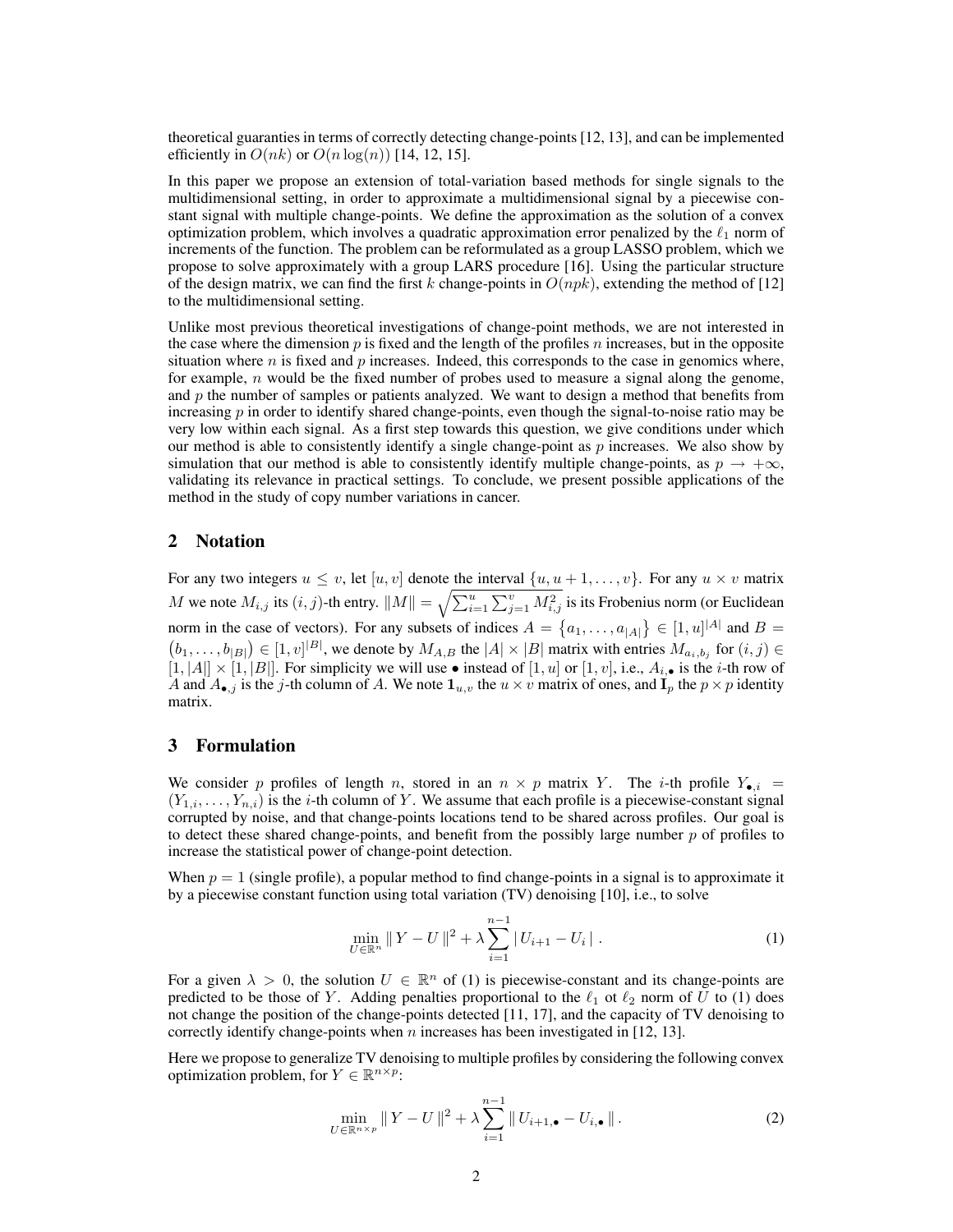theoretical guaranties in terms of correctly detecting change-points [12, 13], and can be implemented efficiently in $O(nk)$ or $O(n\log(n))$ [14, 12, 15].

In this paper we propose an extension of total-variation based methods for single signals to the multidimensional setting, in order to approximate a multidimensional signal by a piecewise constant signal with multiple change-points. We define the approximation as the solution of a convex optimization problem, which involves a quadratic approximation error penalized by the $\ell_1$ norm of increments of the function. The problem can be reformulated as a group LASSO problem, which we propose to solve approximately with a group LARS procedure [16]. Using the particular structure of the design matrix, we can find the first $k$ change-points in $O(npk)$, extending the method of [12] to the multidimensional setting.

Unlike most previous theoretical investigations of change-point methods, we are not interested in the case where the dimension $p$ is fixed and the length of the profiles $n$ increases, but in the opposite situation where $n$ is fixed and $p$ increases. Indeed, this corresponds to the case in genomics where, for example, $n$ would be the fixed number of probes used to measure a signal along the genome, and $p$ the number of samples or patients analyzed. We want to design a method that benefits from increasing $p$ in order to identify shared change-points, even though the signal-to-noise ratio may be very low within each signal. As a first step towards this question, we give conditions under which our method is able to consistently identify a single change-point as $p$ increases. We also show by simulation that our method is able to consistently identify multiple change-points, as $p \to +\infty$, validating its relevance in practical settings. To conclude, we present possible applications of the method in the study of copy number variations in cancer.

## 2 Notation

For any two integers $u \leq v$, let $[u, v]$ denote the interval $\{u, u+1, \ldots, v\}$. For any $u \times v$ matrix $M$ we note $M_{i,j}$ its $(i,j)$-th entry. $\|M\| = \sqrt{\sum_{i=1}^{u}\sum_{j=1}^{v} M_{i,j}^2}$ is its Frobenius norm (or Euclidean norm in the case of vectors). For any subsets of indices $A = \{a_1, \ldots, a_{|A|}\} \in [1, u]^{|A|}$ and $B = (b_1, \ldots, b_{|B|}) \in [1, v]^{|B|}$, we denote by $M_{A,B}$ the $|A| \times |B|$ matrix with entries $M_{a_i, b_j}$ for $(i,j) \in [1, |A|] \times [1, |B|]$. For simplicity we will use $\bullet$ instead of $[1, u]$ or $[1, v]$, i.e., $A_{i,\bullet}$ is the $i$-th row of $A$ and $A_{\bullet,j}$ is the $j$-th column of $A$. We note $\mathbf{1}_{u,v}$ the $u \times v$ matrix of ones, and $\mathbf{I}_p$ the $p \times p$ identity matrix.

## 3 Formulation

We consider $p$ profiles of length $n$, stored in an $n \times p$ matrix $Y$. The $i$-th profile $Y_{\bullet,i} = (Y_{1,i}, \ldots, Y_{n,i})$ is the $i$-th column of $Y$. We assume that each profile is a piecewise-constant signal corrupted by noise, and that change-points locations tend to be shared across profiles. Our goal is to detect these shared change-points, and benefit from the possibly large number $p$ of profiles to increase the statistical power of change-point detection.

When $p = 1$ (single profile), a popular method to find change-points in a signal is to approximate it by a piecewise constant function using total variation (TV) denoising [10], i.e., to solve

$$\min_{U \in \mathbb{R}^n} \| Y - U \|^2 + \lambda \sum_{i=1}^{n-1} | U_{i+1} - U_i | \,. \tag{1}$$

For a given $\lambda > 0$, the solution $U \in \mathbb{R}^n$ of (1) is piecewise-constant and its change-points are predicted to be those of $Y$. Adding penalties proportional to the $\ell_1$ ot $\ell_2$ norm of $U$ to (1) does not change the position of the change-points detected [11, 17], and the capacity of TV denoising to correctly identify change-points when $n$ increases has been investigated in [12, 13].

Here we propose to generalize TV denoising to multiple profiles by considering the following convex optimization problem, for $Y \in \mathbb{R}^{n \times p}$:

$$\min_{U \in \mathbb{R}^{n \times p}} \| Y - U \|^2 + \lambda \sum_{i=1}^{n-1} \| U_{i+1,\bullet} - U_{i,\bullet} \| \,. \tag{2}$$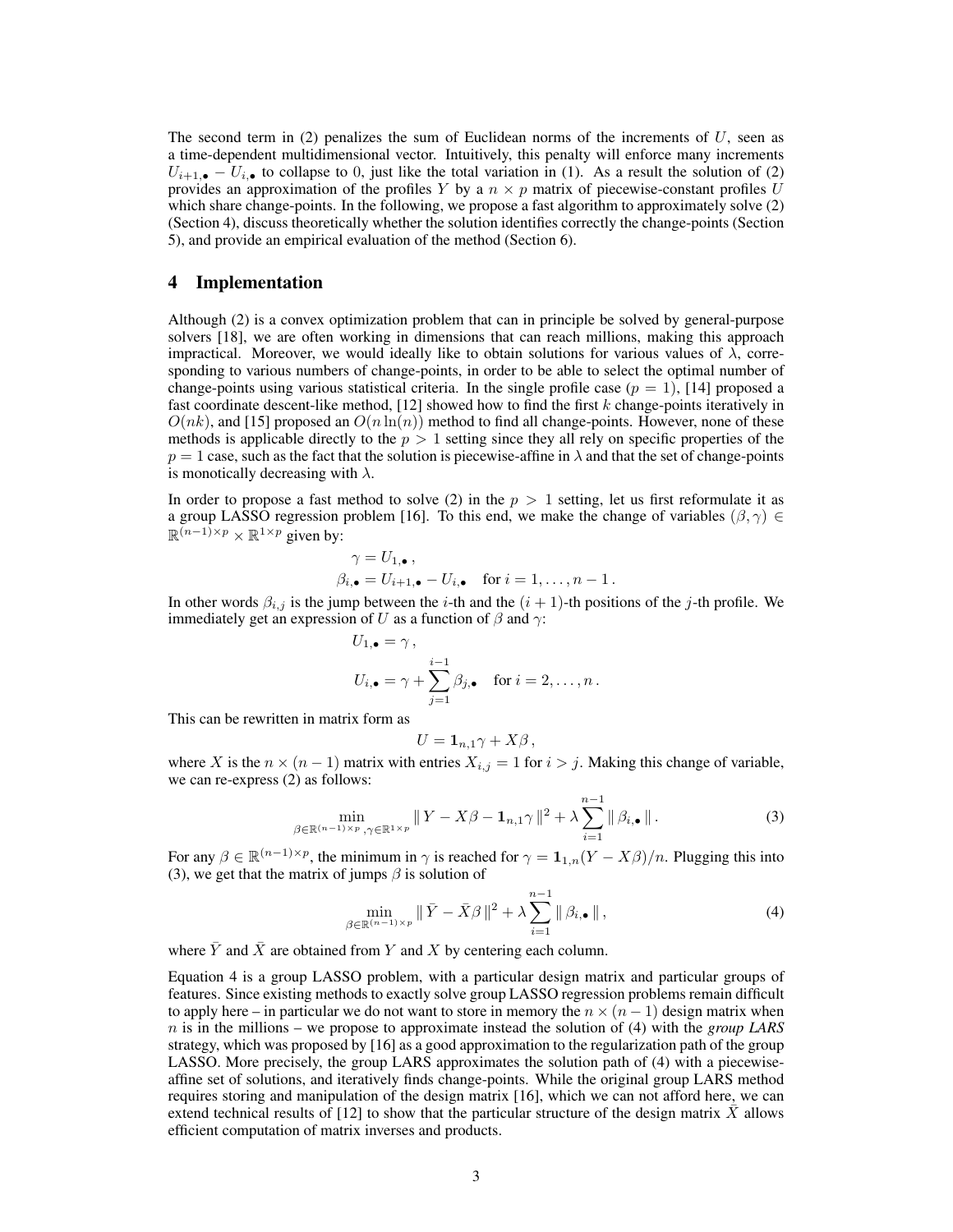The second term in (2) penalizes the sum of Euclidean norms of the increments of $U$, seen as a time-dependent multidimensional vector. Intuitively, this penalty will enforce many increments $U_{i+1,\bullet} - U_{i,\bullet}$ to collapse to 0, just like the total variation in (1). As a result the solution of (2) provides an approximation of the profiles $Y$ by a $n \times p$ matrix of piecewise-constant profiles $U$ which share change-points. In the following, we propose a fast algorithm to approximately solve (2) (Section 4), discuss theoretically whether the solution identifies correctly the change-points (Section 5), and provide an empirical evaluation of the method (Section 6).

## 4 Implementation

Although (2) is a convex optimization problem that can in principle be solved by general-purpose solvers [18], we are often working in dimensions that can reach millions, making this approach impractical. Moreover, we would ideally like to obtain solutions for various values of $\lambda$, corresponding to various numbers of change-points, in order to be able to select the optimal number of change-points using various statistical criteria. In the single profile case ($p = 1$), [14] proposed a fast coordinate descent-like method, [12] showed how to find the first $k$ change-points iteratively in $O(nk)$, and [15] proposed an $O(n \ln(n))$ method to find all change-points. However, none of these methods is applicable directly to the $p > 1$ setting since they all rely on specific properties of the $p = 1$ case, such as the fact that the solution is piecewise-affine in $\lambda$ and that the set of change-points is monotically decreasing with $\lambda$.

In order to propose a fast method to solve (2) in the $p > 1$ setting, let us first reformulate it as a group LASSO regression problem [16]. To this end, we make the change of variables $(\beta, \gamma) \in \mathbb{R}^{(n-1)\times p} \times \mathbb{R}^{1 \times p}$ given by:

$$
\gamma = U_{1,\bullet}\,,
$$

$$
\beta_{i,\bullet} = U_{i+1,\bullet} - U_{i,\bullet} \quad \text{for } i = 1, \ldots, n-1\,.
$$

In other words $\beta_{i,j}$ is the jump between the $i$-th and the $(i+1)$-th positions of the $j$-th profile. We immediately get an expression of $U$ as a function of $\beta$ and $\gamma$:

$$
U_{1,\bullet} = \gamma\,,
$$

$$
U_{i,\bullet} = \gamma + \sum_{j=1}^{i-1} \beta_{j,\bullet} \quad \text{for } i = 2, \ldots, n\,.
$$

This can be rewritten in matrix form as

$$
U = \mathbf{1}_{n,1}\gamma + X\beta\,,
$$

where $X$ is the $n \times (n-1)$ matrix with entries $X_{i,j} = 1$ for $i > j$. Making this change of variable, we can re-express (2) as follows:

$$
\min_{\beta \in \mathbb{R}^{(n-1)\times p},\, \gamma \in \mathbb{R}^{1\times p}} \| Y - X\beta - \mathbf{1}_{n,1}\gamma \|^2 + \lambda \sum_{i=1}^{n-1} \| \beta_{i,\bullet} \|\,. \tag{3}
$$

For any $\beta \in \mathbb{R}^{(n-1)\times p}$, the minimum in $\gamma$ is reached for $\gamma = \mathbf{1}_{1,n}(Y - X\beta)/n$. Plugging this into (3), we get that the matrix of jumps $\beta$ is solution of

$$
\min_{\beta \in \mathbb{R}^{(n-1)\times p}} \| \bar{Y} - \bar{X}\beta \|^2 + \lambda \sum_{i=1}^{n-1} \| \beta_{i,\bullet} \|\,, \tag{4}
$$

where $\bar{Y}$ and $\bar{X}$ are obtained from $Y$ and $X$ by centering each column.

Equation 4 is a group LASSO problem, with a particular design matrix and particular groups of features. Since existing methods to exactly solve group LASSO regression problems remain difficult to apply here – in particular we do not want to store in memory the $n \times (n-1)$ design matrix when $n$ is in the millions – we propose to approximate instead the solution of (4) with the ***group LARS*** strategy, which was proposed by [16] as a good approximation to the regularization path of the group LASSO. More precisely, the group LARS approximates the solution path of (4) with a piecewise-affine set of solutions, and iteratively finds change-points. While the original group LARS method requires storing and manipulation of the design matrix [16], which we can not afford here, we can extend technical results of [12] to show that the particular structure of the design matrix $\bar{X}$ allows efficient computation of matrix inverses and products.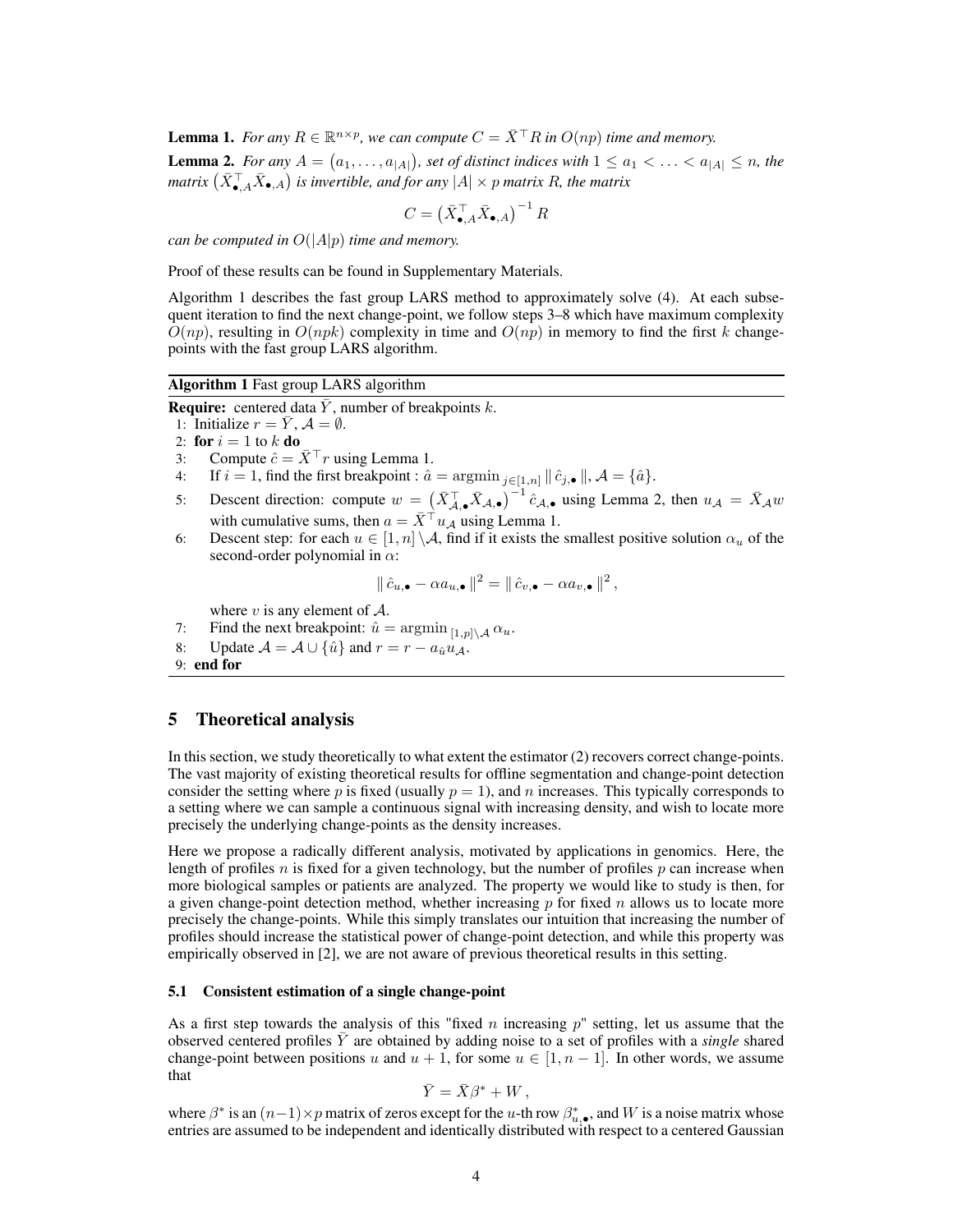**Lemma 1.** *For any $R \in \mathbb{R}^{n \times p}$, we can compute $C = \bar{X}^\top R$ in $O(np)$ time and memory.*

**Lemma 2.** *For any $A = (a_1, \ldots, a_{|A|})$, set of distinct indices with $1 \leq a_1 < \ldots < a_{|A|} \leq n$, the matrix $\left(\bar{X}_{\bullet,A}^\top \bar{X}_{\bullet,A}\right)$ is invertible, and for any $|A| \times p$ matrix $R$, the matrix*

$$C = \left(\bar{X}_{\bullet,A}^\top \bar{X}_{\bullet,A}\right)^{-1} R$$

*can be computed in $O(|A|p)$ time and memory.*

Proof of these results can be found in Supplementary Materials.

Algorithm 1 describes the fast group LARS method to approximately solve (4). At each subsequent iteration to find the next change-point, we follow steps 3–8 which have maximum complexity $O(np)$, resulting in $O(npk)$ complexity in time and $O(np)$ in memory to find the first $k$ change-points with the fast group LARS algorithm.

**Algorithm 1** Fast group LARS algorithm

**Require:** centered data $\bar{Y}$, number of breakpoints $k$.

1: Initialize $r = \bar{Y}$, $\mathcal{A} = \emptyset$.
2: **for** $i = 1$ to $k$ **do**
3: Compute $\hat{c} = \bar{X}^\top r$ using Lemma 1.
4: If $i = 1$, find the first breakpoint : $\hat{a} = \operatorname{argmin}_{j \in [1,n]} \| \hat{c}_{j,\bullet} \|$, $\mathcal{A} = \{\hat{a}\}$.
5: Descent direction: compute $w = \left(\bar{X}_{\mathcal{A},\bullet}^\top \bar{X}_{\mathcal{A},\bullet}\right)^{-1} \hat{c}_{\mathcal{A},\bullet}$ using Lemma 2, then $u_\mathcal{A} = \bar{X}_\mathcal{A} w$ with cumulative sums, then $a = \bar{X}^\top u_\mathcal{A}$ using Lemma 1.
6: Descent step: for each $u \in [1,n] \setminus \mathcal{A}$, find if it exists the smallest positive solution $\alpha_u$ of the second-order polynomial in $\alpha$:

$$\| \hat{c}_{u,\bullet} - \alpha a_{u,\bullet} \|^2 = \| \hat{c}_{v,\bullet} - \alpha a_{v,\bullet} \|^2 ,$$

where $v$ is any element of $\mathcal{A}$.
7: Find the next breakpoint: $\hat{u} = \operatorname{argmin}_{[1,p] \setminus \mathcal{A}} \alpha_u$.
8: Update $\mathcal{A} = \mathcal{A} \cup \{\hat{u}\}$ and $r = r - a_{\hat{u}} u_\mathcal{A}$.
9: **end for**

## 5 Theoretical analysis

In this section, we study theoretically to what extent the estimator (2) recovers correct change-points. The vast majority of existing theoretical results for offline segmentation and change-point detection consider the setting where $p$ is fixed (usually $p = 1$), and $n$ increases. This typically corresponds to a setting where we can sample a continuous signal with increasing density, and wish to locate more precisely the underlying change-points as the density increases.

Here we propose a radically different analysis, motivated by applications in genomics. Here, the length of profiles $n$ is fixed for a given technology, but the number of profiles $p$ can increase when more biological samples or patients are analyzed. The property we would like to study is then, for a given change-point detection method, whether increasing $p$ for fixed $n$ allows us to locate more precisely the change-points. While this simply translates our intuition that increasing the number of profiles should increase the statistical power of change-point detection, and while this property was empirically observed in [2], we are not aware of previous theoretical results in this setting.

### 5.1 Consistent estimation of a single change-point

As a first step towards the analysis of this "fixed $n$ increasing $p$" setting, let us assume that the observed centered profiles $\bar{Y}$ are obtained by adding noise to a set of profiles with a *single* shared change-point between positions $u$ and $u + 1$, for some $u \in [1, n-1]$. In other words, we assume that

$$\bar{Y} = \bar{X}\beta^* + W \,,$$

where $\beta^*$ is an $(n-1) \times p$ matrix of zeros except for the $u$-th row $\beta^*_{u,\bullet}$, and $W$ is a noise matrix whose entries are assumed to be independent and identically distributed with respect to a centered Gaussian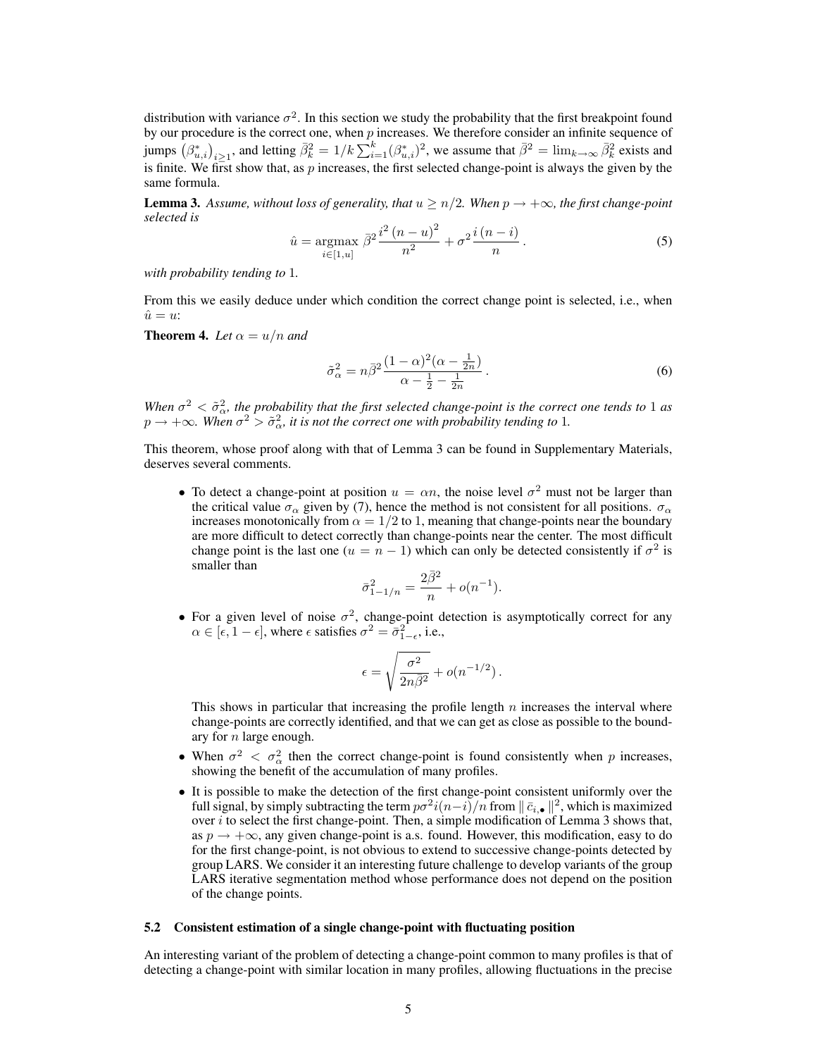distribution with variance $\sigma^2$. In this section we study the probability that the first breakpoint found by our procedure is the correct one, when $p$ increases. We therefore consider an infinite sequence of jumps $\left(\beta^*_{u,i}\right)_{i\geq 1}$, and letting $\bar{\beta}_k^2 = 1/k \sum_{i=1}^{k} (\beta^*_{u,i})^2$, we assume that $\bar{\beta}^2 = \lim_{k\to\infty} \bar{\beta}_k^2$ exists and is finite. We first show that, as $p$ increases, the first selected change-point is always the given by the same formula.

**Lemma 3.** *Assume, without loss of generality, that $u \geq n/2$. When $p \to +\infty$, the first change-point selected is*

$$\hat{u} = \operatorname*{argmax}_{i\in[1,u]} \bar{\beta}^2 \frac{i^2\,(n-u)^2}{n^2} + \sigma^2 \frac{i\,(n-i)}{n} \,. \tag{5}$$

*with probability tending to* 1.

From this we easily deduce under which condition the correct change point is selected, i.e., when $\hat{u} = u$:

**Theorem 4.** *Let $\alpha = u/n$ and*

$$\tilde{\sigma}_\alpha^2 = n\bar{\beta}^2 \frac{(1-\alpha)^2(\alpha - \frac{1}{2n})}{\alpha - \frac{1}{2} - \frac{1}{2n}} \,. \tag{6}$$

*When $\sigma^2 < \tilde{\sigma}_\alpha^2$, the probability that the first selected change-point is the correct one tends to 1 as $p \to +\infty$. When $\sigma^2 > \tilde{\sigma}_\alpha^2$, it is not the correct one with probability tending to 1.*

This theorem, whose proof along with that of Lemma 3 can be found in Supplementary Materials, deserves several comments.

- To detect a change-point at position $u = \alpha n$, the noise level $\sigma^2$ must not be larger than the critical value $\sigma_\alpha$ given by (7), hence the method is not consistent for all positions. $\sigma_\alpha$ increases monotonically from $\alpha = 1/2$ to 1, meaning that change-points near the boundary are more difficult to detect correctly than change-points near the center. The most difficult change point is the last one ($u = n-1$) which can only be detected consistently if $\sigma^2$ is smaller than

$$\bar{\sigma}_{1-1/n}^2 = \frac{2\bar{\beta}^2}{n} + o(n^{-1}).$$

- For a given level of noise $\sigma^2$, change-point detection is asymptotically correct for any $\alpha \in [\epsilon, 1-\epsilon]$, where $\epsilon$ satisfies $\sigma^2 = \bar{\sigma}_{1-\epsilon}^2$, i.e.,

$$\epsilon = \sqrt{\frac{\sigma^2}{2n\bar{\beta}^2}} + o(n^{-1/2}) \,.$$

  This shows in particular that increasing the profile length $n$ increases the interval where change-points are correctly identified, and that we can get as close as possible to the boundary for $n$ large enough.

- When $\sigma^2 < \sigma_\alpha^2$ then the correct change-point is found consistently when $p$ increases, showing the benefit of the accumulation of many profiles.

- It is possible to make the detection of the first change-point consistent uniformly over the full signal, by simply subtracting the term $p\sigma^2 i(n-i)/n$ from $\|\,\bar{c}_{i,\bullet}\,\|^2$, which is maximized over $i$ to select the first change-point. Then, a simple modification of Lemma 3 shows that, as $p \to +\infty$, any given change-point is a.s. found. However, this modification, easy to do for the first change-point, is not obvious to extend to successive change-points detected by group LARS. We consider it an interesting future challenge to develop variants of the group LARS iterative segmentation method whose performance does not depend on the position of the change points.

### 5.2 Consistent estimation of a single change-point with fluctuating position

An interesting variant of the problem of detecting a change-point common to many profiles is that of detecting a change-point with similar location in many profiles, allowing fluctuations in the precise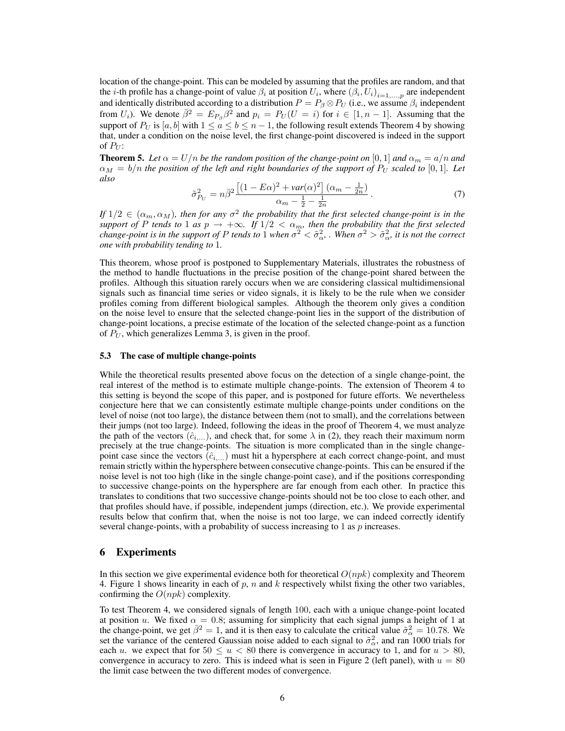location of the change-point. This can be modeled by assuming that the profiles are random, and that the $i$-th profile has a change-point of value $\beta_i$ at position $U_i$, where $(\beta_i, U_i)_{i=1,\dots,p}$ are independent and identically distributed according to a distribution $P = P_\beta \otimes P_U$ (i.e., we assume $\beta_i$ independent from $U_i$). We denote $\bar{\beta}^2 = E_{P_\beta}\beta^2$ and $p_i = P_U(U = i)$ for $i \in [1, n-1]$. Assuming that the support of $P_U$ is $[a, b]$ with $1 \leq a \leq b \leq n-1$, the following result extends Theorem 4 by showing that, under a condition on the noise level, the first change-point discovered is indeed in the support of $P_U$:

**Theorem 5.** *Let $\alpha = U/n$ be the random position of the change-point on $[0, 1]$ and $\alpha_m = a/n$ and $\alpha_M = b/n$ the position of the left and right boundaries of the support of $P_U$ scaled to $[0, 1]$. Let also*

$$\tilde{\sigma}^2_{P_U} = n\bar{\beta}^2 \frac{\left[(1 - E\alpha)^2 + var(\alpha)^2\right](\alpha_m - \frac{1}{2n})}{\alpha_m - \frac{1}{2} - \frac{1}{2n}}. \tag{7}$$

*If $1/2 \in (\alpha_m, \alpha_M)$, then for any $\sigma^2$ the probability that the first selected change-point is in the support of $P$ tends to 1 as $p \to +\infty$. If $1/2 < \alpha_m$, then the probability that the first selected change-point is in the support of $P$ tends to 1 when $\sigma^2 < \tilde{\sigma}^2_\alpha$, . When $\sigma^2 > \tilde{\sigma}^2_\alpha$, it is not the correct one with probability tending to 1.*

This theorem, whose proof is postponed to Supplementary Materials, illustrates the robustness of the method to handle fluctuations in the precise position of the change-point shared between the profiles. Although this situation rarely occurs when we are considering classical multidimensional signals such as financial time series or video signals, it is likely to be the rule when we consider profiles coming from different biological samples. Although the theorem only gives a condition on the noise level to ensure that the selected change-point lies in the support of the distribution of change-point locations, a precise estimate of the location of the selected change-point as a function of $P_U$, which generalizes Lemma 3, is given in the proof.

### 5.3 The case of multiple change-points

While the theoretical results presented above focus on the detection of a single change-point, the real interest of the method is to estimate multiple change-points. The extension of Theorem 4 to this setting is beyond the scope of this paper, and is postponed for future efforts. We nevertheless conjecture here that we can consistently estimate multiple change-points under conditions on the level of noise (not too large), the distance between them (not to small), and the correlations between their jumps (not too large). Indeed, following the ideas in the proof of Theorem 4, we must analyze the path of the vectors $(\hat{c}_{i,\dots})$, and check that, for some $\lambda$ in (2), they reach their maximum norm precisely at the true change-points. The situation is more complicated than in the single change-point case since the vectors $(\hat{c}_{i,\dots})$ must hit a hypersphere at each correct change-point, and must remain strictly within the hypersphere between consecutive change-points. This can be ensured if the noise level is not too high (like in the single change-point case), and if the positions corresponding to successive change-points on the hypersphere are far enough from each other. In practice this translates to conditions that two successive change-points should not be too close to each other, and that profiles should have, if possible, independent jumps (direction, etc.). We provide experimental results below that confirm that, when the noise is not too large, we can indeed correctly identify several change-points, with a probability of success increasing to 1 as $p$ increases.

## 6 Experiments

In this section we give experimental evidence both for theoretical $O(npk)$ complexity and Theorem 4. Figure 1 shows linearity in each of $p$, $n$ and $k$ respectively whilst fixing the other two variables, confirming the $O(npk)$ complexity.

To test Theorem 4, we considered signals of length 100, each with a unique change-point located at position $u$. We fixed $\alpha = 0.8$; assuming for simplicity that each signal jumps a height of 1 at the change-point, we get $\bar{\beta}^2 = 1$, and it is then easy to calculate the critical value $\tilde{\sigma}^2_\alpha = 10.78$. We set the variance of the centered Gaussian noise added to each signal to $\tilde{\sigma}^2_\alpha$, and ran 1000 trials for each $u$. we expect that for $50 \leq u < 80$ there is convergence in accuracy to 1, and for $u > 80$, convergence in accuracy to zero. This is indeed what is seen in Figure 2 (left panel), with $u = 80$ the limit case between the two different modes of convergence.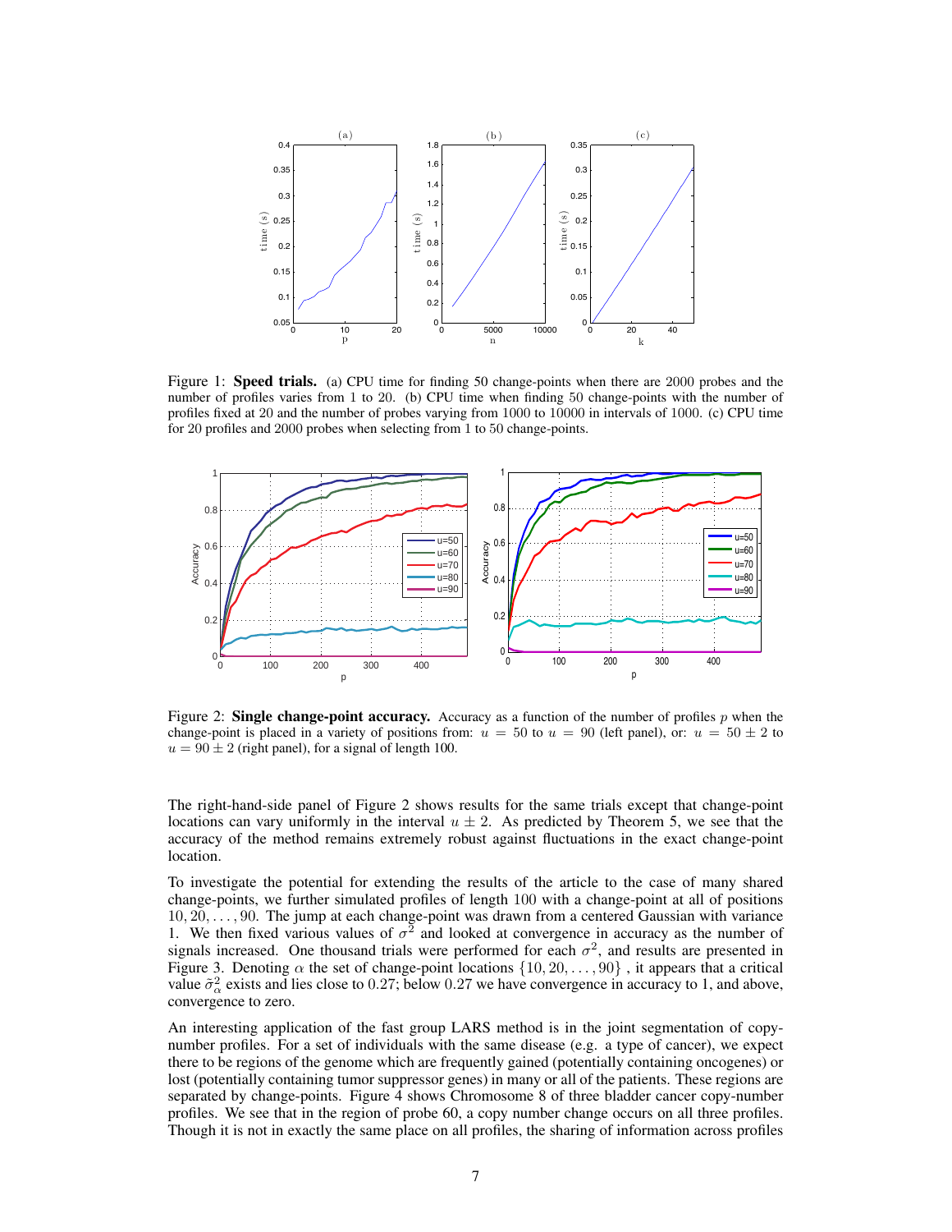Figure 1: **Speed trials.** (a) CPU time for finding 50 change-points when there are 2000 probes and the number of profiles varies from 1 to 20. (b) CPU time when finding 50 change-points with the number of profiles fixed at 20 and the number of probes varying from 1000 to 10000 in intervals of 1000. (c) CPU time for 20 profiles and 2000 probes when selecting from 1 to 50 change-points.

Figure 2: **Single change-point accuracy.** Accuracy as a function of the number of profiles $p$ when the change-point is placed in a variety of positions from: $u = 50$ to $u = 90$ (left panel), or: $u = 50 \pm 2$ to $u = 90 \pm 2$ (right panel), for a signal of length 100.

The right-hand-side panel of Figure 2 shows results for the same trials except that change-point locations can vary uniformly in the interval $u \pm 2$. As predicted by Theorem 5, we see that the accuracy of the method remains extremely robust against fluctuations in the exact change-point location.

To investigate the potential for extending the results of the article to the case of many shared change-points, we further simulated profiles of length 100 with a change-point at all of positions $10, 20, \ldots, 90$. The jump at each change-point was drawn from a centered Gaussian with variance 1. We then fixed various values of $\sigma^2$ and looked at convergence in accuracy as the number of signals increased. One thousand trials were performed for each $\sigma^2$, and results are presented in Figure 3. Denoting $\alpha$ the set of change-point locations $\{10, 20, \ldots, 90\}$ , it appears that a critical value $\tilde{\sigma}^2_\alpha$ exists and lies close to 0.27; below 0.27 we have convergence in accuracy to 1, and above, convergence to zero.

An interesting application of the fast group LARS method is in the joint segmentation of copy-number profiles. For a set of individuals with the same disease (e.g. a type of cancer), we expect there to be regions of the genome which are frequently gained (potentially containing oncogenes) or lost (potentially containing tumor suppressor genes) in many or all of the patients. These regions are separated by change-points. Figure 4 shows Chromosome 8 of three bladder cancer copy-number profiles. We see that in the region of probe 60, a copy number change occurs on all three profiles. Though it is not in exactly the same place on all profiles, the sharing of information across profiles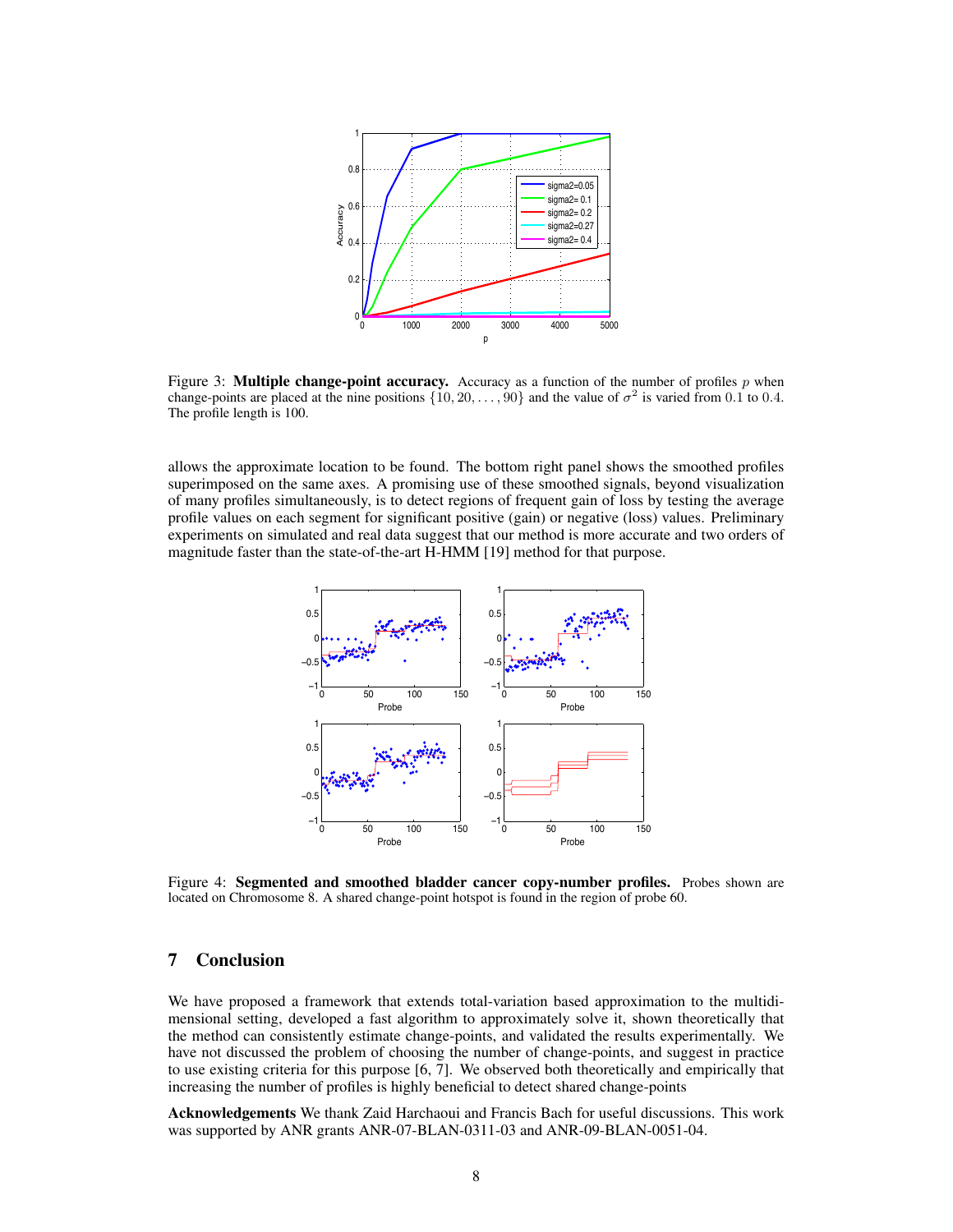Figure 3: **Multiple change-point accuracy.** Accuracy as a function of the number of profiles $p$ when change-points are placed at the nine positions $\{10, 20, \ldots, 90\}$ and the value of $\sigma^2$ is varied from 0.1 to 0.4. The profile length is 100.

allows the approximate location to be found. The bottom right panel shows the smoothed profiles superimposed on the same axes. A promising use of these smoothed signals, beyond visualization of many profiles simultaneously, is to detect regions of frequent gain of loss by testing the average profile values on each segment for significant positive (gain) or negative (loss) values. Preliminary experiments on simulated and real data suggest that our method is more accurate and two orders of magnitude faster than the state-of-the-art H-HMM [19] method for that purpose.

Figure 4: **Segmented and smoothed bladder cancer copy-number profiles.** Probes shown are located on Chromosome 8. A shared change-point hotspot is found in the region of probe 60.

## 7 Conclusion

We have proposed a framework that extends total-variation based approximation to the multidimensional setting, developed a fast algorithm to approximately solve it, shown theoretically that the method can consistently estimate change-points, and validated the results experimentally. We have not discussed the problem of choosing the number of change-points, and suggest in practice to use existing criteria for this purpose [6, 7]. We observed both theoretically and empirically that increasing the number of profiles is highly beneficial to detect shared change-points

**Acknowledgements** We thank Zaid Harchaoui and Francis Bach for useful discussions. This work was supported by ANR grants ANR-07-BLAN-0311-03 and ANR-09-BLAN-0051-04.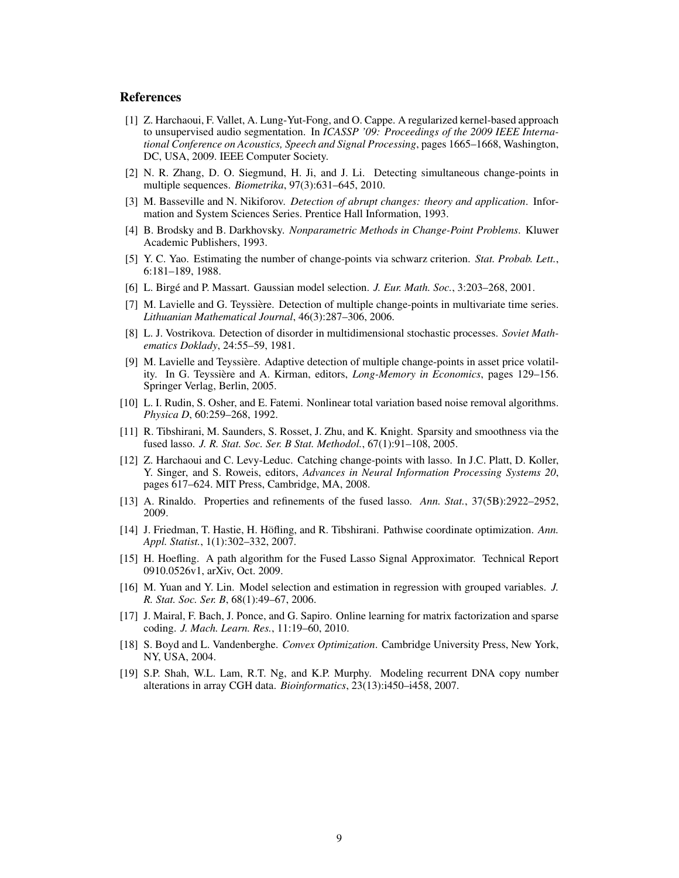## References

[1] Z. Harchaoui, F. Vallet, A. Lung-Yut-Fong, and O. Cappe. A regularized kernel-based approach to unsupervised audio segmentation. In *ICASSP '09: Proceedings of the 2009 IEEE International Conference on Acoustics, Speech and Signal Processing*, pages 1665–1668, Washington, DC, USA, 2009. IEEE Computer Society.

[2] N. R. Zhang, D. O. Siegmund, H. Ji, and J. Li. Detecting simultaneous change-points in multiple sequences. *Biometrika*, 97(3):631–645, 2010.

[3] M. Basseville and N. Nikiforov. *Detection of abrupt changes: theory and application*. Information and System Sciences Series. Prentice Hall Information, 1993.

[4] B. Brodsky and B. Darkhovsky. *Nonparametric Methods in Change-Point Problems*. Kluwer Academic Publishers, 1993.

[5] Y. C. Yao. Estimating the number of change-points via schwarz criterion. *Stat. Probab. Lett.*, 6:181–189, 1988.

[6] L. Birgé and P. Massart. Gaussian model selection. *J. Eur. Math. Soc.*, 3:203–268, 2001.

[7] M. Lavielle and G. Teyssière. Detection of multiple change-points in multivariate time series. *Lithuanian Mathematical Journal*, 46(3):287–306, 2006.

[8] L. J. Vostrikova. Detection of disorder in multidimensional stochastic processes. *Soviet Mathematics Doklady*, 24:55–59, 1981.

[9] M. Lavielle and Teyssière. Adaptive detection of multiple change-points in asset price volatility. In G. Teyssière and A. Kirman, editors, *Long-Memory in Economics*, pages 129–156. Springer Verlag, Berlin, 2005.

[10] L. I. Rudin, S. Osher, and E. Fatemi. Nonlinear total variation based noise removal algorithms. *Physica D*, 60:259–268, 1992.

[11] R. Tibshirani, M. Saunders, S. Rosset, J. Zhu, and K. Knight. Sparsity and smoothness via the fused lasso. *J. R. Stat. Soc. Ser. B Stat. Methodol.*, 67(1):91–108, 2005.

[12] Z. Harchaoui and C. Levy-Leduc. Catching change-points with lasso. In J.C. Platt, D. Koller, Y. Singer, and S. Roweis, editors, *Advances in Neural Information Processing Systems 20*, pages 617–624. MIT Press, Cambridge, MA, 2008.

[13] A. Rinaldo. Properties and refinements of the fused lasso. *Ann. Stat.*, 37(5B):2922–2952, 2009.

[14] J. Friedman, T. Hastie, H. Höfling, and R. Tibshirani. Pathwise coordinate optimization. *Ann. Appl. Statist.*, 1(1):302–332, 2007.

[15] H. Hoefling. A path algorithm for the Fused Lasso Signal Approximator. Technical Report 0910.0526v1, arXiv, Oct. 2009.

[16] M. Yuan and Y. Lin. Model selection and estimation in regression with grouped variables. *J. R. Stat. Soc. Ser. B*, 68(1):49–67, 2006.

[17] J. Mairal, F. Bach, J. Ponce, and G. Sapiro. Online learning for matrix factorization and sparse coding. *J. Mach. Learn. Res.*, 11:19–60, 2010.

[18] S. Boyd and L. Vandenberghe. *Convex Optimization*. Cambridge University Press, New York, NY, USA, 2004.

[19] S.P. Shah, W.L. Lam, R.T. Ng, and K.P. Murphy. Modeling recurrent DNA copy number alterations in array CGH data. *Bioinformatics*, 23(13):i450–i458, 2007.